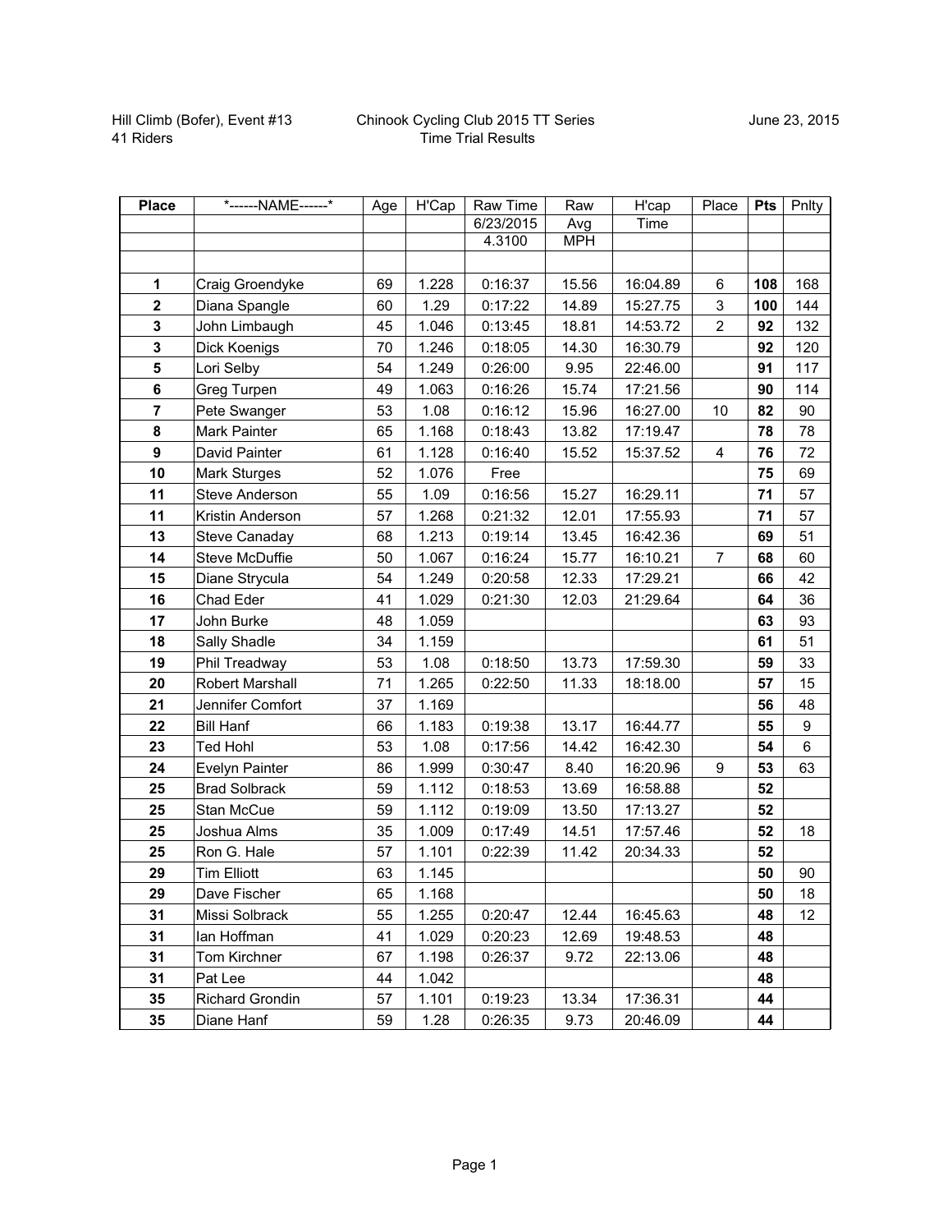Hill Climb (Bofer), Event #13
41 Riders

Chinook Cycling Club 2015 TT Series
Time Trial Results

June 23, 2015

| Place | \*------NAME------\* | Age | H'Cap | Raw Time | Raw | H'cap | Place | Pts | Pnlty |
|---|---|---|---|---|---|---|---|---|---|
| | | | | 6/23/2015 | Avg | Time | | | |
| | | | | 4.3100 | MPH | | | | |
| | | | | | | | | | |
| **1** | Craig Groendyke | 69 | 1.228 | 0:16:37 | 15.56 | 16:04.89 | 6 | **108** | 168 |
| **2** | Diana Spangle | 60 | 1.29 | 0:17:22 | 14.89 | 15:27.75 | 3 | **100** | 144 |
| **3** | John Limbaugh | 45 | 1.046 | 0:13:45 | 18.81 | 14:53.72 | 2 | **92** | 132 |
| **3** | Dick Koenigs | 70 | 1.246 | 0:18:05 | 14.30 | 16:30.79 | | **92** | 120 |
| **5** | Lori Selby | 54 | 1.249 | 0:26:00 | 9.95 | 22:46.00 | | **91** | 117 |
| **6** | Greg Turpen | 49 | 1.063 | 0:16:26 | 15.74 | 17:21.56 | | **90** | 114 |
| **7** | Pete Swanger | 53 | 1.08 | 0:16:12 | 15.96 | 16:27.00 | 10 | **82** | 90 |
| **8** | Mark Painter | 65 | 1.168 | 0:18:43 | 13.82 | 17:19.47 | | **78** | 78 |
| **9** | David Painter | 61 | 1.128 | 0:16:40 | 15.52 | 15:37.52 | 4 | **76** | 72 |
| **10** | Mark Sturges | 52 | 1.076 | Free | | | | **75** | 69 |
| **11** | Steve Anderson | 55 | 1.09 | 0:16:56 | 15.27 | 16:29.11 | | **71** | 57 |
| **11** | Kristin Anderson | 57 | 1.268 | 0:21:32 | 12.01 | 17:55.93 | | **71** | 57 |
| **13** | Steve Canaday | 68 | 1.213 | 0:19:14 | 13.45 | 16:42.36 | | **69** | 51 |
| **14** | Steve McDuffie | 50 | 1.067 | 0:16:24 | 15.77 | 16:10.21 | 7 | **68** | 60 |
| **15** | Diane Strycula | 54 | 1.249 | 0:20:58 | 12.33 | 17:29.21 | | **66** | 42 |
| **16** | Chad Eder | 41 | 1.029 | 0:21:30 | 12.03 | 21:29.64 | | **64** | 36 |
| **17** | John Burke | 48 | 1.059 | | | | | **63** | 93 |
| **18** | Sally Shadle | 34 | 1.159 | | | | | **61** | 51 |
| **19** | Phil Treadway | 53 | 1.08 | 0:18:50 | 13.73 | 17:59.30 | | **59** | 33 |
| **20** | Robert Marshall | 71 | 1.265 | 0:22:50 | 11.33 | 18:18.00 | | **57** | 15 |
| **21** | Jennifer Comfort | 37 | 1.169 | | | | | **56** | 48 |
| **22** | Bill Hanf | 66 | 1.183 | 0:19:38 | 13.17 | 16:44.77 | | **55** | 9 |
| **23** | Ted Hohl | 53 | 1.08 | 0:17:56 | 14.42 | 16:42.30 | | **54** | 6 |
| **24** | Evelyn Painter | 86 | 1.999 | 0:30:47 | 8.40 | 16:20.96 | 9 | **53** | 63 |
| **25** | Brad Solbrack | 59 | 1.112 | 0:18:53 | 13.69 | 16:58.88 | | **52** | |
| **25** | Stan McCue | 59 | 1.112 | 0:19:09 | 13.50 | 17:13.27 | | **52** | |
| **25** | Joshua Alms | 35 | 1.009 | 0:17:49 | 14.51 | 17:57.46 | | **52** | 18 |
| **25** | Ron G. Hale | 57 | 1.101 | 0:22:39 | 11.42 | 20:34.33 | | **52** | |
| **29** | Tim Elliott | 63 | 1.145 | | | | | **50** | 90 |
| **29** | Dave Fischer | 65 | 1.168 | | | | | **50** | 18 |
| **31** | Missi Solbrack | 55 | 1.255 | 0:20:47 | 12.44 | 16:45.63 | | **48** | 12 |
| **31** | Ian Hoffman | 41 | 1.029 | 0:20:23 | 12.69 | 19:48.53 | | **48** | |
| **31** | Tom Kirchner | 67 | 1.198 | 0:26:37 | 9.72 | 22:13.06 | | **48** | |
| **31** | Pat Lee | 44 | 1.042 | | | | | **48** | |
| **35** | Richard Grondin | 57 | 1.101 | 0:19:23 | 13.34 | 17:36.31 | | **44** | |
| **35** | Diane Hanf | 59 | 1.28 | 0:26:35 | 9.73 | 20:46.09 | | **44** | |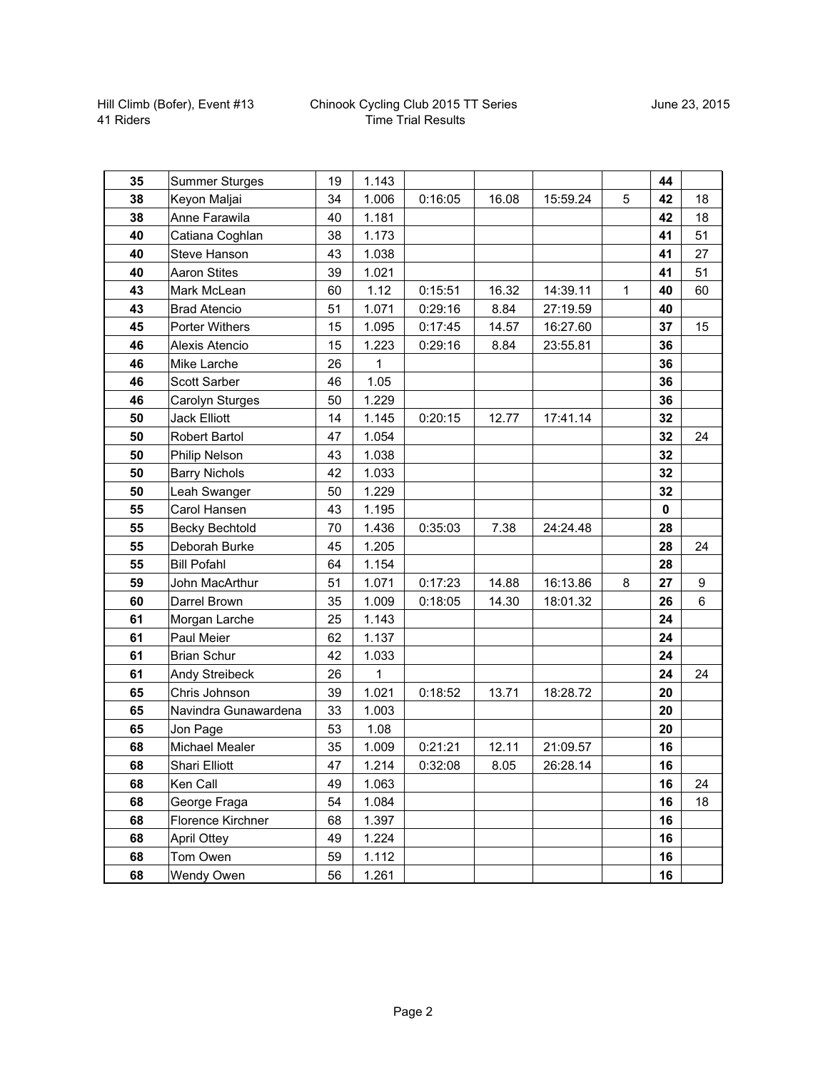Hill Climb (Bofer), Event #13
41 Riders

Chinook Cycling Club 2015 TT Series
Time Trial Results

June 23, 2015

| | | | | | | | | | |
|---|---|---|---|---|---|---|---|---|---|
| **35** | Summer Sturges | 19 | 1.143 | | | | | **44** | |
| **38** | Keyon Maljai | 34 | 1.006 | 0:16:05 | 16.08 | 15:59.24 | 5 | **42** | 18 |
| **38** | Anne Farawila | 40 | 1.181 | | | | | **42** | 18 |
| **40** | Catiana Coghlan | 38 | 1.173 | | | | | **41** | 51 |
| **40** | Steve Hanson | 43 | 1.038 | | | | | **41** | 27 |
| **40** | Aaron Stites | 39 | 1.021 | | | | | **41** | 51 |
| **43** | Mark McLean | 60 | 1.12 | 0:15:51 | 16.32 | 14:39.11 | 1 | **40** | 60 |
| **43** | Brad Atencio | 51 | 1.071 | 0:29:16 | 8.84 | 27:19.59 | | **40** | |
| **45** | Porter Withers | 15 | 1.095 | 0:17:45 | 14.57 | 16:27.60 | | **37** | 15 |
| **46** | Alexis Atencio | 15 | 1.223 | 0:29:16 | 8.84 | 23:55.81 | | **36** | |
| **46** | Mike Larche | 26 | 1 | | | | | **36** | |
| **46** | Scott Sarber | 46 | 1.05 | | | | | **36** | |
| **46** | Carolyn Sturges | 50 | 1.229 | | | | | **36** | |
| **50** | Jack Elliott | 14 | 1.145 | 0:20:15 | 12.77 | 17:41.14 | | **32** | |
| **50** | Robert Bartol | 47 | 1.054 | | | | | **32** | 24 |
| **50** | Philip Nelson | 43 | 1.038 | | | | | **32** | |
| **50** | Barry Nichols | 42 | 1.033 | | | | | **32** | |
| **50** | Leah Swanger | 50 | 1.229 | | | | | **32** | |
| **55** | Carol Hansen | 43 | 1.195 | | | | | **0** | |
| **55** | Becky Bechtold | 70 | 1.436 | 0:35:03 | 7.38 | 24:24.48 | | **28** | |
| **55** | Deborah Burke | 45 | 1.205 | | | | | **28** | 24 |
| **55** | Bill Pofahl | 64 | 1.154 | | | | | **28** | |
| **59** | John MacArthur | 51 | 1.071 | 0:17:23 | 14.88 | 16:13.86 | 8 | **27** | 9 |
| **60** | Darrel Brown | 35 | 1.009 | 0:18:05 | 14.30 | 18:01.32 | | **26** | 6 |
| **61** | Morgan Larche | 25 | 1.143 | | | | | **24** | |
| **61** | Paul Meier | 62 | 1.137 | | | | | **24** | |
| **61** | Brian Schur | 42 | 1.033 | | | | | **24** | |
| **61** | Andy Streibeck | 26 | 1 | | | | | **24** | 24 |
| **65** | Chris Johnson | 39 | 1.021 | 0:18:52 | 13.71 | 18:28.72 | | **20** | |
| **65** | Navindra Gunawardena | 33 | 1.003 | | | | | **20** | |
| **65** | Jon Page | 53 | 1.08 | | | | | **20** | |
| **68** | Michael Mealer | 35 | 1.009 | 0:21:21 | 12.11 | 21:09.57 | | **16** | |
| **68** | Shari Elliott | 47 | 1.214 | 0:32:08 | 8.05 | 26:28.14 | | **16** | |
| **68** | Ken Call | 49 | 1.063 | | | | | **16** | 24 |
| **68** | George Fraga | 54 | 1.084 | | | | | **16** | 18 |
| **68** | Florence Kirchner | 68 | 1.397 | | | | | **16** | |
| **68** | April Ottey | 49 | 1.224 | | | | | **16** | |
| **68** | Tom Owen | 59 | 1.112 | | | | | **16** | |
| **68** | Wendy Owen | 56 | 1.261 | | | | | **16** | |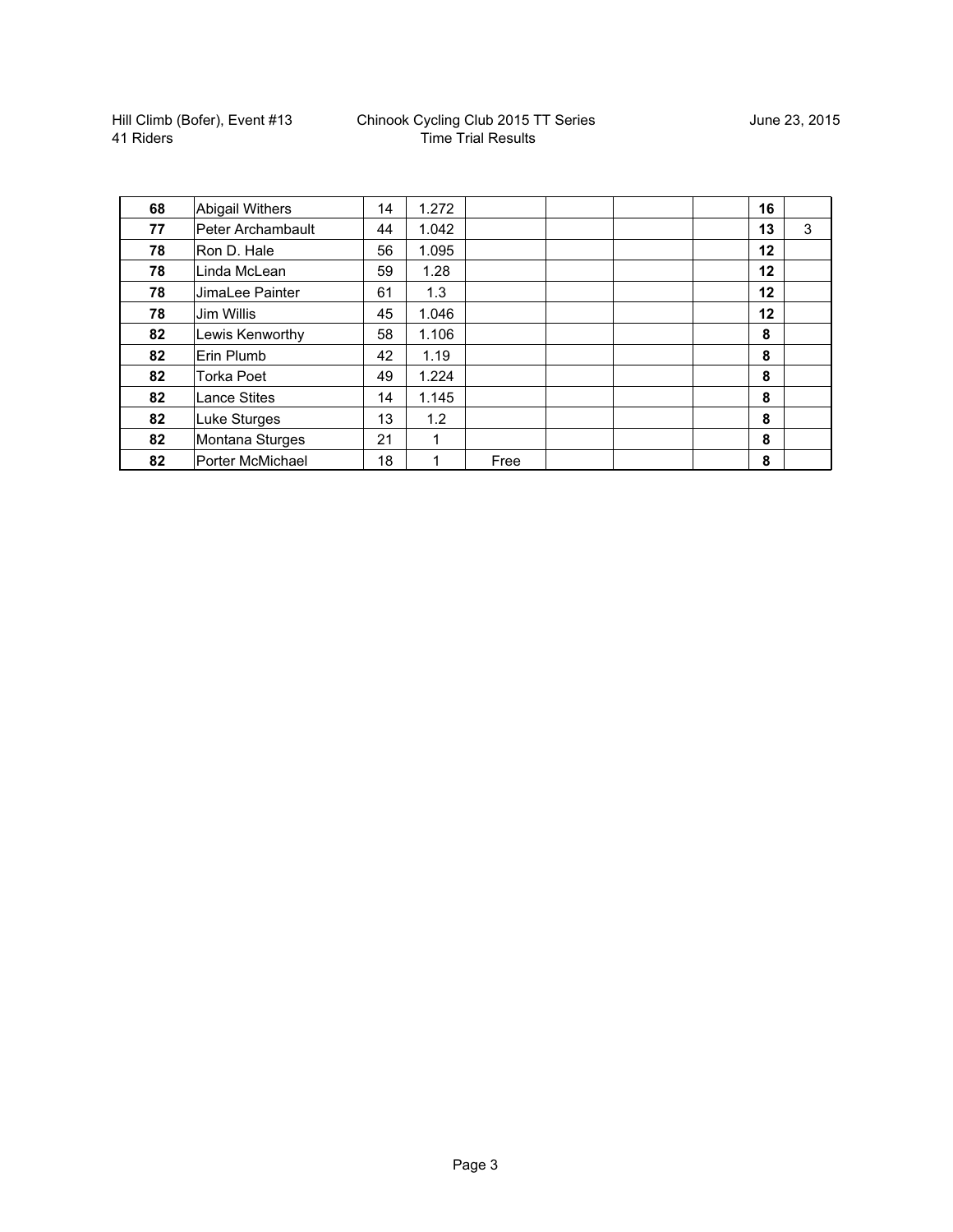Hill Climb (Bofer), Event #13
41 Riders

Chinook Cycling Club 2015 TT Series
Time Trial Results

June 23, 2015

| | | | | | | | | | |
|---|---|---|---|---|---|---|---|---|---|
| **68** | Abigail Withers | 14 | 1.272 | | | | | **16** | |
| **77** | Peter Archambault | 44 | 1.042 | | | | | **13** | 3 |
| **78** | Ron D. Hale | 56 | 1.095 | | | | | **12** | |
| **78** | Linda McLean | 59 | 1.28 | | | | | **12** | |
| **78** | JimaLee Painter | 61 | 1.3 | | | | | **12** | |
| **78** | Jim Willis | 45 | 1.046 | | | | | **12** | |
| **82** | Lewis Kenworthy | 58 | 1.106 | | | | | **8** | |
| **82** | Erin Plumb | 42 | 1.19 | | | | | **8** | |
| **82** | Torka Poet | 49 | 1.224 | | | | | **8** | |
| **82** | Lance Stites | 14 | 1.145 | | | | | **8** | |
| **82** | Luke Sturges | 13 | 1.2 | | | | | **8** | |
| **82** | Montana Sturges | 21 | 1 | | | | | **8** | |
| **82** | Porter McMichael | 18 | 1 | Free | | | | **8** | |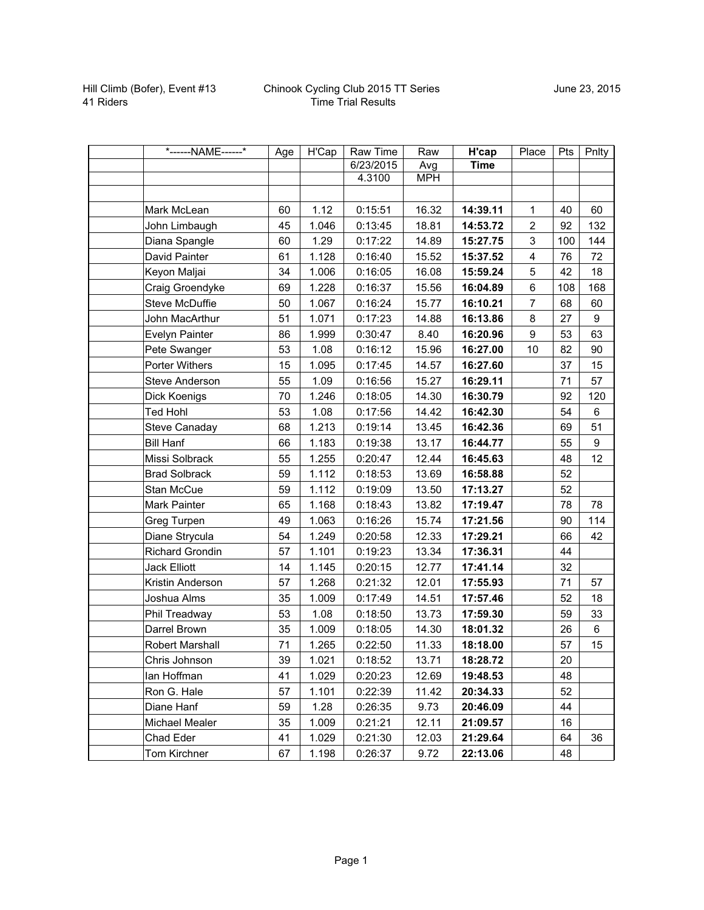Hill Climb (Bofer), Event #13
41 Riders

Chinook Cycling Club 2015 TT Series
Time Trial Results

June 23, 2015

| *------NAME------* | Age | H'Cap | Raw Time | Raw | **H'cap** | Place | Pts | Pnlty |
|---|---|---|---|---|---|---|---|---|
| | | | 6/23/2015 | Avg | **Time** | | | |
| | | | 4.3100 | MPH | | | | |
| | | | | | | | | |
| Mark McLean | 60 | 1.12 | 0:15:51 | 16.32 | **14:39.11** | 1 | 40 | 60 |
| John Limbaugh | 45 | 1.046 | 0:13:45 | 18.81 | **14:53.72** | 2 | 92 | 132 |
| Diana Spangle | 60 | 1.29 | 0:17:22 | 14.89 | **15:27.75** | 3 | 100 | 144 |
| David Painter | 61 | 1.128 | 0:16:40 | 15.52 | **15:37.52** | 4 | 76 | 72 |
| Keyon Maljai | 34 | 1.006 | 0:16:05 | 16.08 | **15:59.24** | 5 | 42 | 18 |
| Craig Groendyke | 69 | 1.228 | 0:16:37 | 15.56 | **16:04.89** | 6 | 108 | 168 |
| Steve McDuffie | 50 | 1.067 | 0:16:24 | 15.77 | **16:10.21** | 7 | 68 | 60 |
| John MacArthur | 51 | 1.071 | 0:17:23 | 14.88 | **16:13.86** | 8 | 27 | 9 |
| Evelyn Painter | 86 | 1.999 | 0:30:47 | 8.40 | **16:20.96** | 9 | 53 | 63 |
| Pete Swanger | 53 | 1.08 | 0:16:12 | 15.96 | **16:27.00** | 10 | 82 | 90 |
| Porter Withers | 15 | 1.095 | 0:17:45 | 14.57 | **16:27.60** | | 37 | 15 |
| Steve Anderson | 55 | 1.09 | 0:16:56 | 15.27 | **16:29.11** | | 71 | 57 |
| Dick Koenigs | 70 | 1.246 | 0:18:05 | 14.30 | **16:30.79** | | 92 | 120 |
| Ted Hohl | 53 | 1.08 | 0:17:56 | 14.42 | **16:42.30** | | 54 | 6 |
| Steve Canaday | 68 | 1.213 | 0:19:14 | 13.45 | **16:42.36** | | 69 | 51 |
| Bill Hanf | 66 | 1.183 | 0:19:38 | 13.17 | **16:44.77** | | 55 | 9 |
| Missi Solbrack | 55 | 1.255 | 0:20:47 | 12.44 | **16:45.63** | | 48 | 12 |
| Brad Solbrack | 59 | 1.112 | 0:18:53 | 13.69 | **16:58.88** | | 52 | |
| Stan McCue | 59 | 1.112 | 0:19:09 | 13.50 | **17:13.27** | | 52 | |
| Mark Painter | 65 | 1.168 | 0:18:43 | 13.82 | **17:19.47** | | 78 | 78 |
| Greg Turpen | 49 | 1.063 | 0:16:26 | 15.74 | **17:21.56** | | 90 | 114 |
| Diane Strycula | 54 | 1.249 | 0:20:58 | 12.33 | **17:29.21** | | 66 | 42 |
| Richard Grondin | 57 | 1.101 | 0:19:23 | 13.34 | **17:36.31** | | 44 | |
| Jack Elliott | 14 | 1.145 | 0:20:15 | 12.77 | **17:41.14** | | 32 | |
| Kristin Anderson | 57 | 1.268 | 0:21:32 | 12.01 | **17:55.93** | | 71 | 57 |
| Joshua Alms | 35 | 1.009 | 0:17:49 | 14.51 | **17:57.46** | | 52 | 18 |
| Phil Treadway | 53 | 1.08 | 0:18:50 | 13.73 | **17:59.30** | | 59 | 33 |
| Darrel Brown | 35 | 1.009 | 0:18:05 | 14.30 | **18:01.32** | | 26 | 6 |
| Robert Marshall | 71 | 1.265 | 0:22:50 | 11.33 | **18:18.00** | | 57 | 15 |
| Chris Johnson | 39 | 1.021 | 0:18:52 | 13.71 | **18:28.72** | | 20 | |
| Ian Hoffman | 41 | 1.029 | 0:20:23 | 12.69 | **19:48.53** | | 48 | |
| Ron G. Hale | 57 | 1.101 | 0:22:39 | 11.42 | **20:34.33** | | 52 | |
| Diane Hanf | 59 | 1.28 | 0:26:35 | 9.73 | **20:46.09** | | 44 | |
| Michael Mealer | 35 | 1.009 | 0:21:21 | 12.11 | **21:09.57** | | 16 | |
| Chad Eder | 41 | 1.029 | 0:21:30 | 12.03 | **21:29.64** | | 64 | 36 |
| Tom Kirchner | 67 | 1.198 | 0:26:37 | 9.72 | **22:13.06** | | 48 | |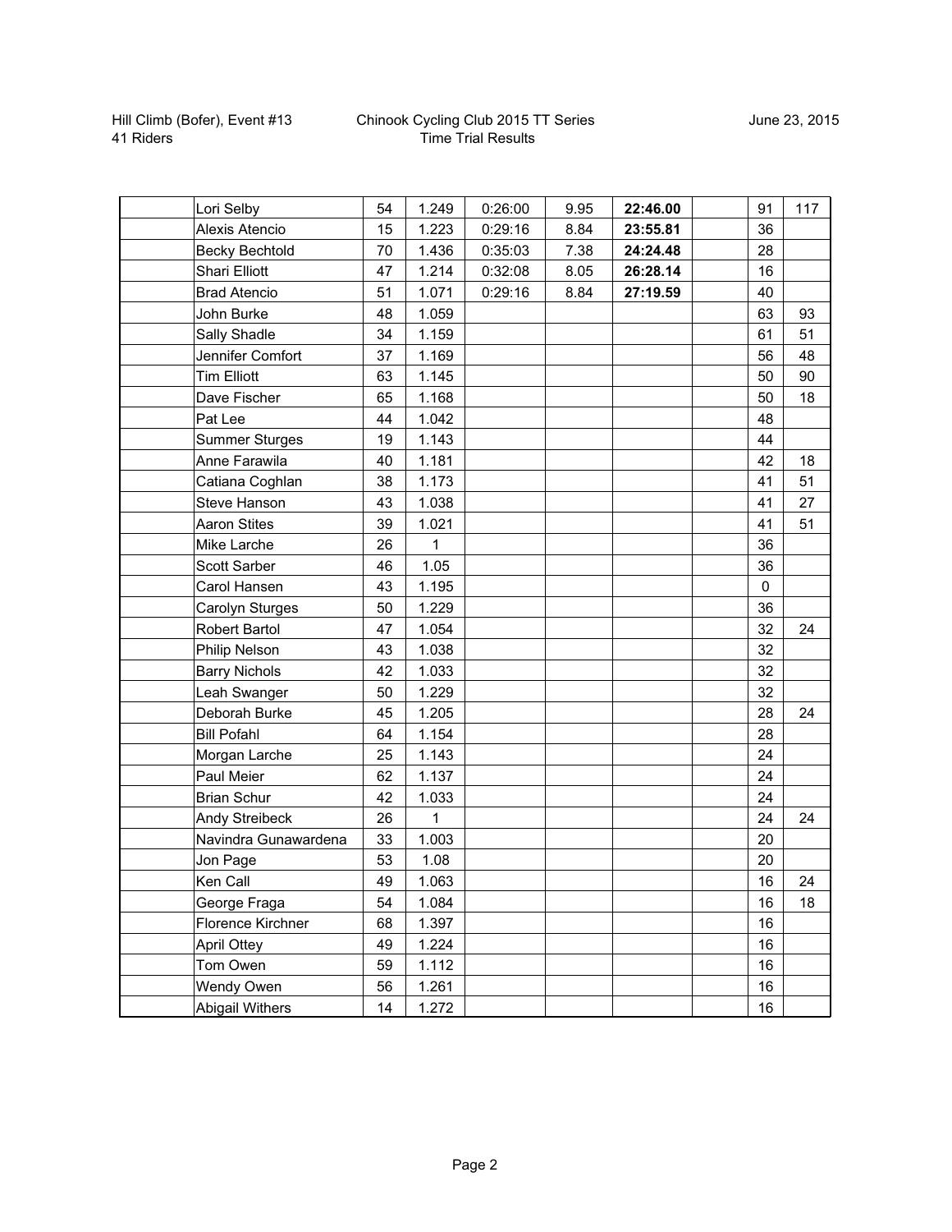Hill Climb (Bofer), Event #13
41 Riders

Chinook Cycling Club 2015 TT Series
Time Trial Results

June 23, 2015

| | | | | | | | | | |
|---|---|---|---|---|---|---|---|---|---|
| | Lori Selby | 54 | 1.249 | 0:26:00 | 9.95 | **22:46.00** | | 91 | 117 |
| | Alexis Atencio | 15 | 1.223 | 0:29:16 | 8.84 | **23:55.81** | | 36 | |
| | Becky Bechtold | 70 | 1.436 | 0:35:03 | 7.38 | **24:24.48** | | 28 | |
| | Shari Elliott | 47 | 1.214 | 0:32:08 | 8.05 | **26:28.14** | | 16 | |
| | Brad Atencio | 51 | 1.071 | 0:29:16 | 8.84 | **27:19.59** | | 40 | |
| | John Burke | 48 | 1.059 | | | | | 63 | 93 |
| | Sally Shadle | 34 | 1.159 | | | | | 61 | 51 |
| | Jennifer Comfort | 37 | 1.169 | | | | | 56 | 48 |
| | Tim Elliott | 63 | 1.145 | | | | | 50 | 90 |
| | Dave Fischer | 65 | 1.168 | | | | | 50 | 18 |
| | Pat Lee | 44 | 1.042 | | | | | 48 | |
| | Summer Sturges | 19 | 1.143 | | | | | 44 | |
| | Anne Farawila | 40 | 1.181 | | | | | 42 | 18 |
| | Catiana Coghlan | 38 | 1.173 | | | | | 41 | 51 |
| | Steve Hanson | 43 | 1.038 | | | | | 41 | 27 |
| | Aaron Stites | 39 | 1.021 | | | | | 41 | 51 |
| | Mike Larche | 26 | 1 | | | | | 36 | |
| | Scott Sarber | 46 | 1.05 | | | | | 36 | |
| | Carol Hansen | 43 | 1.195 | | | | | 0 | |
| | Carolyn Sturges | 50 | 1.229 | | | | | 36 | |
| | Robert Bartol | 47 | 1.054 | | | | | 32 | 24 |
| | Philip Nelson | 43 | 1.038 | | | | | 32 | |
| | Barry Nichols | 42 | 1.033 | | | | | 32 | |
| | Leah Swanger | 50 | 1.229 | | | | | 32 | |
| | Deborah Burke | 45 | 1.205 | | | | | 28 | 24 |
| | Bill Pofahl | 64 | 1.154 | | | | | 28 | |
| | Morgan Larche | 25 | 1.143 | | | | | 24 | |
| | Paul Meier | 62 | 1.137 | | | | | 24 | |
| | Brian Schur | 42 | 1.033 | | | | | 24 | |
| | Andy Streibeck | 26 | 1 | | | | | 24 | 24 |
| | Navindra Gunawardena | 33 | 1.003 | | | | | 20 | |
| | Jon Page | 53 | 1.08 | | | | | 20 | |
| | Ken Call | 49 | 1.063 | | | | | 16 | 24 |
| | George Fraga | 54 | 1.084 | | | | | 16 | 18 |
| | Florence Kirchner | 68 | 1.397 | | | | | 16 | |
| | April Ottey | 49 | 1.224 | | | | | 16 | |
| | Tom Owen | 59 | 1.112 | | | | | 16 | |
| | Wendy Owen | 56 | 1.261 | | | | | 16 | |
| | Abigail Withers | 14 | 1.272 | | | | | 16 | |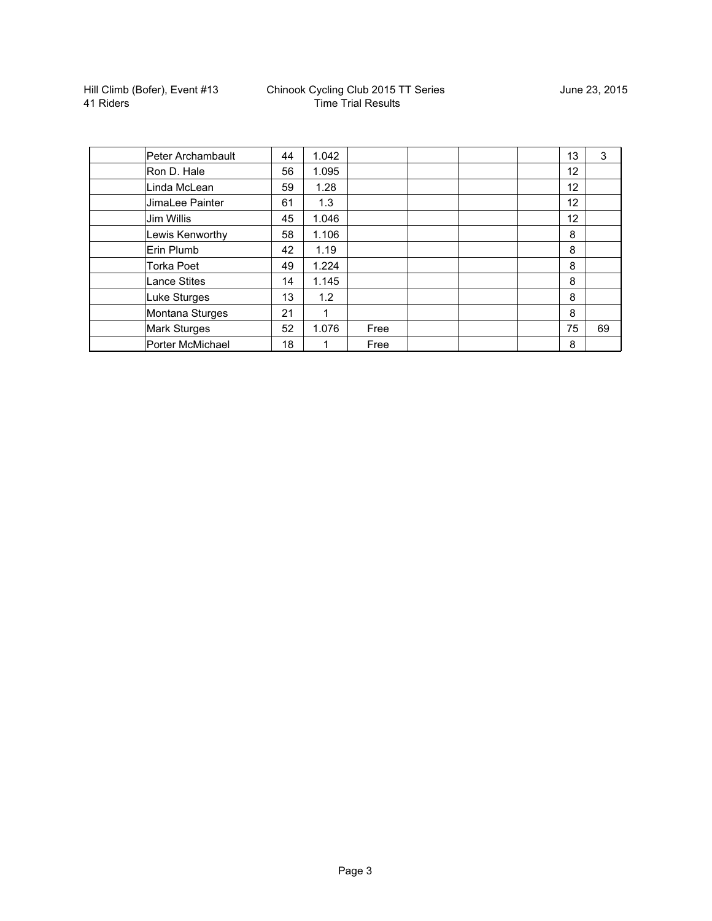Hill Climb (Bofer), Event #13
41 Riders

Chinook Cycling Club 2015 TT Series
Time Trial Results

June 23, 2015

| | | | | | | | | | |
|---|---|---|---|---|---|---|---|---|---|
| | Peter Archambault | 44 | 1.042 | | | | | 13 | 3 |
| | Ron D. Hale | 56 | 1.095 | | | | | 12 | |
| | Linda McLean | 59 | 1.28 | | | | | 12 | |
| | JimaLee Painter | 61 | 1.3 | | | | | 12 | |
| | Jim Willis | 45 | 1.046 | | | | | 12 | |
| | Lewis Kenworthy | 58 | 1.106 | | | | | 8 | |
| | Erin Plumb | 42 | 1.19 | | | | | 8 | |
| | Torka Poet | 49 | 1.224 | | | | | 8 | |
| | Lance Stites | 14 | 1.145 | | | | | 8 | |
| | Luke Sturges | 13 | 1.2 | | | | | 8 | |
| | Montana Sturges | 21 | 1 | | | | | 8 | |
| | Mark Sturges | 52 | 1.076 | Free | | | | 75 | 69 |
| | Porter McMichael | 18 | 1 | Free | | | | 8 | |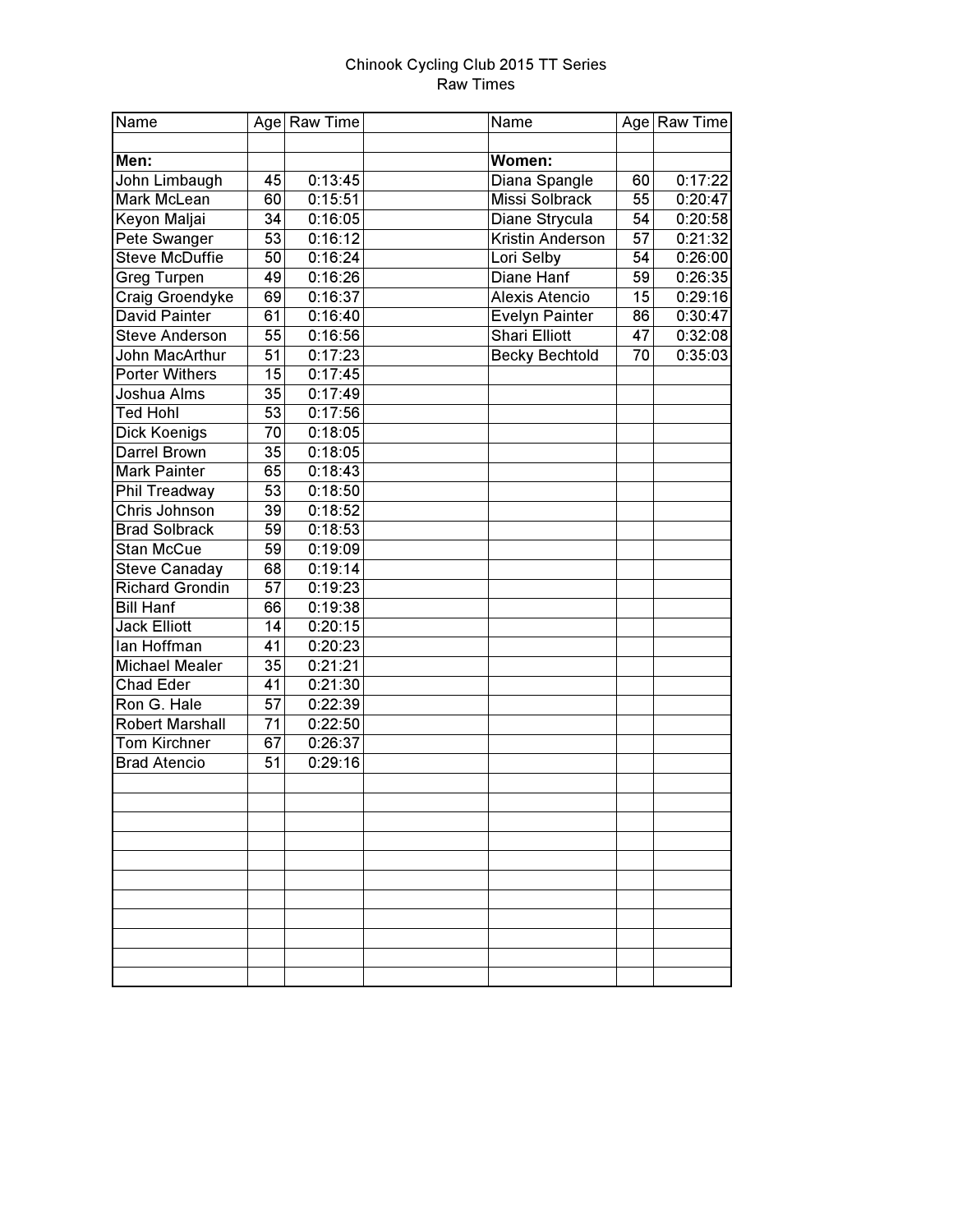Chinook Cycling Club 2015 TT Series
Raw Times

| Name | Age | Raw Time | | Name | Age | Raw Time |
|---|---|---|---|---|---|---|
| | | | | | | |
| **Men:** | | | | **Women:** | | |
| John Limbaugh | 45 | 0:13:45 | | Diana Spangle | 60 | 0:17:22 |
| Mark McLean | 60 | 0:15:51 | | Missi Solbrack | 55 | 0:20:47 |
| Keyon Maljai | 34 | 0:16:05 | | Diane Strycula | 54 | 0:20:58 |
| Pete Swanger | 53 | 0:16:12 | | Kristin Anderson | 57 | 0:21:32 |
| Steve McDuffie | 50 | 0:16:24 | | Lori Selby | 54 | 0:26:00 |
| Greg Turpen | 49 | 0:16:26 | | Diane Hanf | 59 | 0:26:35 |
| Craig Groendyke | 69 | 0:16:37 | | Alexis Atencio | 15 | 0:29:16 |
| David Painter | 61 | 0:16:40 | | Evelyn Painter | 86 | 0:30:47 |
| Steve Anderson | 55 | 0:16:56 | | Shari Elliott | 47 | 0:32:08 |
| John MacArthur | 51 | 0:17:23 | | Becky Bechtold | 70 | 0:35:03 |
| Porter Withers | 15 | 0:17:45 | | | | |
| Joshua Alms | 35 | 0:17:49 | | | | |
| Ted Hohl | 53 | 0:17:56 | | | | |
| Dick Koenigs | 70 | 0:18:05 | | | | |
| Darrel Brown | 35 | 0:18:05 | | | | |
| Mark Painter | 65 | 0:18:43 | | | | |
| Phil Treadway | 53 | 0:18:50 | | | | |
| Chris Johnson | 39 | 0:18:52 | | | | |
| Brad Solbrack | 59 | 0:18:53 | | | | |
| Stan McCue | 59 | 0:19:09 | | | | |
| Steve Canaday | 68 | 0:19:14 | | | | |
| Richard Grondin | 57 | 0:19:23 | | | | |
| Bill Hanf | 66 | 0:19:38 | | | | |
| Jack Elliott | 14 | 0:20:15 | | | | |
| Ian Hoffman | 41 | 0:20:23 | | | | |
| Michael Mealer | 35 | 0:21:21 | | | | |
| Chad Eder | 41 | 0:21:30 | | | | |
| Ron G. Hale | 57 | 0:22:39 | | | | |
| Robert Marshall | 71 | 0:22:50 | | | | |
| Tom Kirchner | 67 | 0:26:37 | | | | |
| Brad Atencio | 51 | 0:29:16 | | | | |